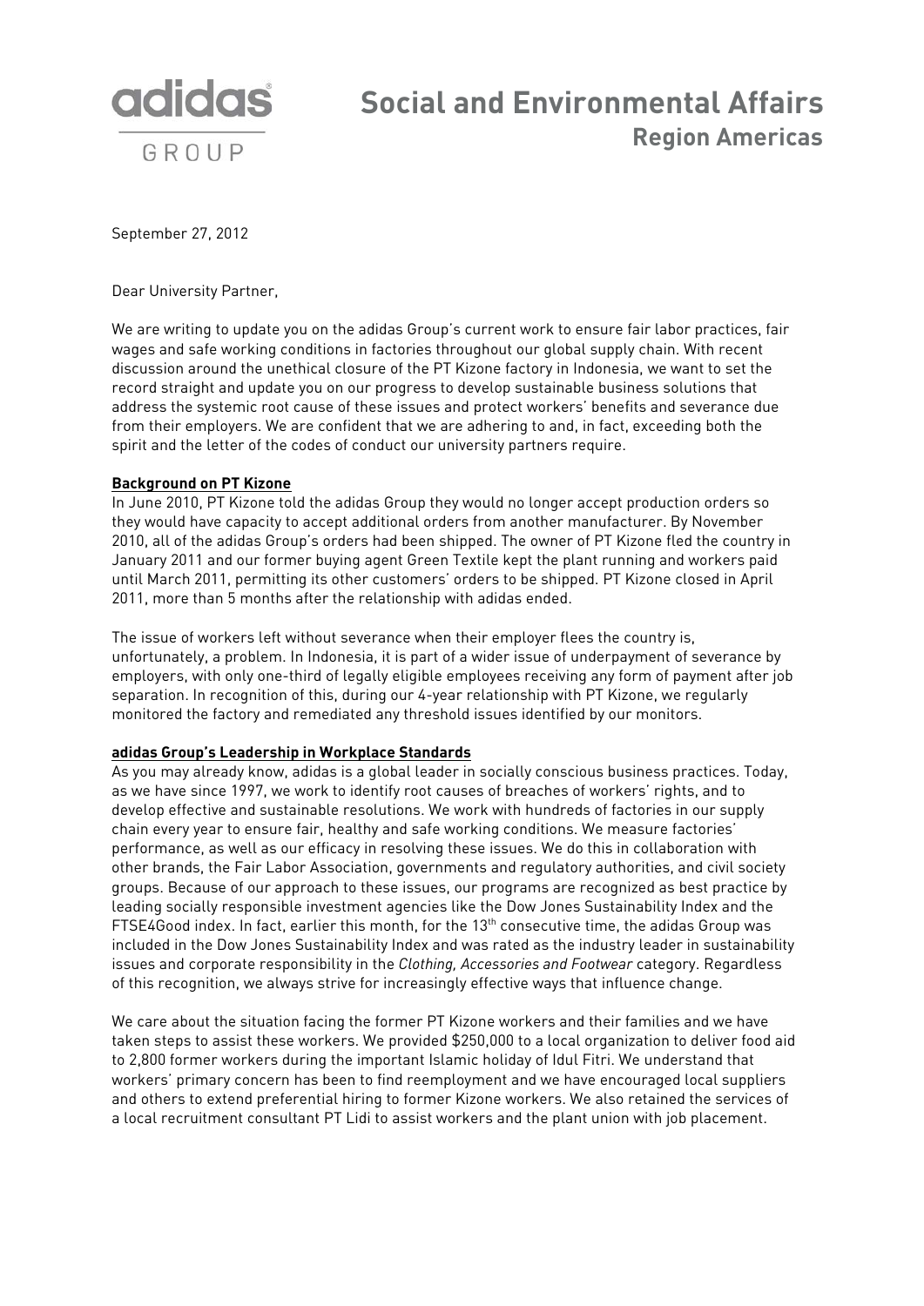adidas GROUP

# Social and Environmental Affairs
## Region Americas

September 27, 2012

Dear University Partner,

We are writing to update you on the adidas Group's current work to ensure fair labor practices, fair wages and safe working conditions in factories throughout our global supply chain. With recent discussion around the unethical closure of the PT Kizone factory in Indonesia, we want to set the record straight and update you on our progress to develop sustainable business solutions that address the systemic root cause of these issues and protect workers' benefits and severance due from their employers. We are confident that we are adhering to and, in fact, exceeding both the spirit and the letter of the codes of conduct our university partners require.

**Background on PT Kizone**

In June 2010, PT Kizone told the adidas Group they would no longer accept production orders so they would have capacity to accept additional orders from another manufacturer. By November 2010, all of the adidas Group's orders had been shipped. The owner of PT Kizone fled the country in January 2011 and our former buying agent Green Textile kept the plant running and workers paid until March 2011, permitting its other customers' orders to be shipped. PT Kizone closed in April 2011, more than 5 months after the relationship with adidas ended.

The issue of workers left without severance when their employer flees the country is, unfortunately, a problem. In Indonesia, it is part of a wider issue of underpayment of severance by employers, with only one-third of legally eligible employees receiving any form of payment after job separation. In recognition of this, during our 4-year relationship with PT Kizone, we regularly monitored the factory and remediated any threshold issues identified by our monitors.

**adidas Group's Leadership in Workplace Standards**

As you may already know, adidas is a global leader in socially conscious business practices. Today, as we have since 1997, we work to identify root causes of breaches of workers' rights, and to develop effective and sustainable resolutions. We work with hundreds of factories in our supply chain every year to ensure fair, healthy and safe working conditions. We measure factories' performance, as well as our efficacy in resolving these issues. We do this in collaboration with other brands, the Fair Labor Association, governments and regulatory authorities, and civil society groups. Because of our approach to these issues, our programs are recognized as best practice by leading socially responsible investment agencies like the Dow Jones Sustainability Index and the FTSE4Good index. In fact, earlier this month, for the 13th consecutive time, the adidas Group was included in the Dow Jones Sustainability Index and was rated as the industry leader in sustainability issues and corporate responsibility in the *Clothing, Accessories and Footwear* category. Regardless of this recognition, we always strive for increasingly effective ways that influence change.

We care about the situation facing the former PT Kizone workers and their families and we have taken steps to assist these workers. We provided $250,000 to a local organization to deliver food aid to 2,800 former workers during the important Islamic holiday of Idul Fitri. We understand that workers' primary concern has been to find reemployment and we have encouraged local suppliers and others to extend preferential hiring to former Kizone workers. We also retained the services of a local recruitment consultant PT Lidi to assist workers and the plant union with job placement.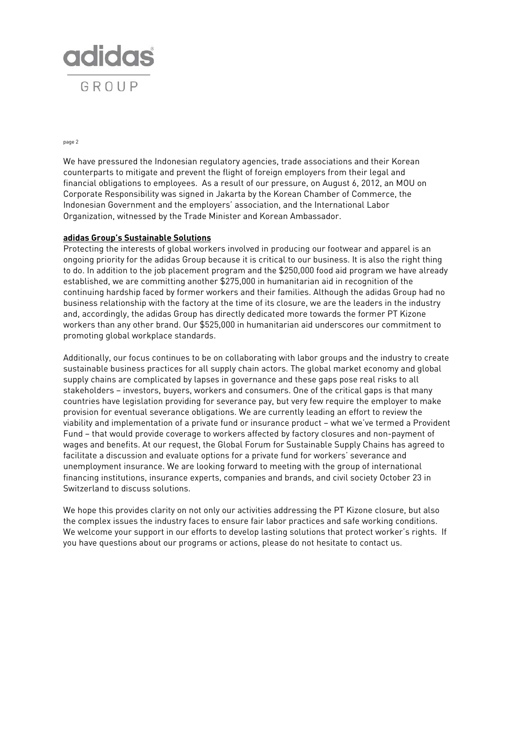We have pressured the Indonesian regulatory agencies, trade associations and their Korean counterparts to mitigate and prevent the flight of foreign employers from their legal and financial obligations to employees. As a result of our pressure, on August 6, 2012, an MOU on Corporate Responsibility was signed in Jakarta by the Korean Chamber of Commerce, the Indonesian Government and the employers' association, and the International Labor Organization, witnessed by the Trade Minister and Korean Ambassador.

**adidas Group's Sustainable Solutions**

Protecting the interests of global workers involved in producing our footwear and apparel is an ongoing priority for the adidas Group because it is critical to our business. It is also the right thing to do. In addition to the job placement program and the $250,000 food aid program we have already established, we are committing another $275,000 in humanitarian aid in recognition of the continuing hardship faced by former workers and their families. Although the adidas Group had no business relationship with the factory at the time of its closure, we are the leaders in the industry and, accordingly, the adidas Group has directly dedicated more towards the former PT Kizone workers than any other brand. Our $525,000 in humanitarian aid underscores our commitment to promoting global workplace standards.

Additionally, our focus continues to be on collaborating with labor groups and the industry to create sustainable business practices for all supply chain actors. The global market economy and global supply chains are complicated by lapses in governance and these gaps pose real risks to all stakeholders – investors, buyers, workers and consumers. One of the critical gaps is that many countries have legislation providing for severance pay, but very few require the employer to make provision for eventual severance obligations. We are currently leading an effort to review the viability and implementation of a private fund or insurance product – what we've termed a Provident Fund – that would provide coverage to workers affected by factory closures and non-payment of wages and benefits. At our request, the Global Forum for Sustainable Supply Chains has agreed to facilitate a discussion and evaluate options for a private fund for workers' severance and unemployment insurance. We are looking forward to meeting with the group of international financing institutions, insurance experts, companies and brands, and civil society October 23 in Switzerland to discuss solutions.

We hope this provides clarity on not only our activities addressing the PT Kizone closure, but also the complex issues the industry faces to ensure fair labor practices and safe working conditions. We welcome your support in our efforts to develop lasting solutions that protect worker's rights. If you have questions about our programs or actions, please do not hesitate to contact us.